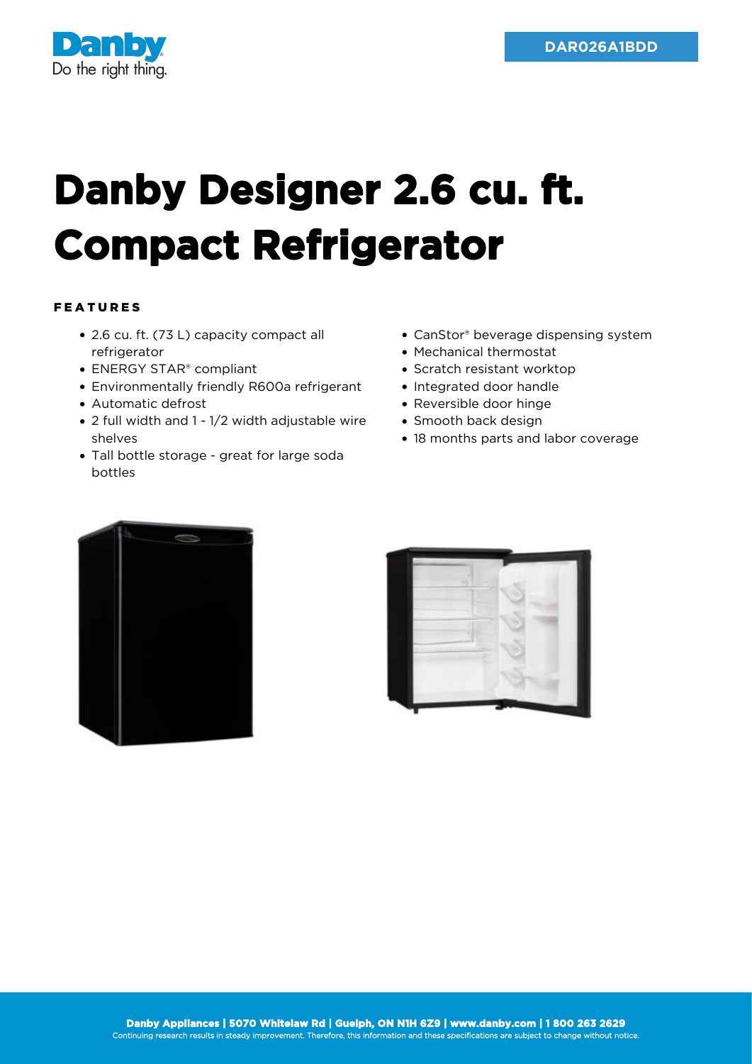DAR026A1BDD

# Danby Designer 2.6 cu. ft. Compact Refrigerator

## FEATURES

- 2.6 cu. ft. (73 L) capacity compact all refrigerator
- ENERGY STAR® compliant
- Environmentally friendly R600a refrigerant
- Automatic defrost
- 2 full width and 1 - 1/2 width adjustable wire shelves
- Tall bottle storage - great for large soda bottles
- CanStor® beverage dispensing system
- Mechanical thermostat
- Scratch resistant worktop
- Integrated door handle
- Reversible door hinge
- Smooth back design
- 18 months parts and labor coverage

**Danby Appliances | 5070 Whitelaw Rd | Guelph, ON N1H 6Z9 | www.danby.com | 1 800 263 2629**

Continuing research results in steady improvement. Therefore, this information and these specifications are subject to change without notice.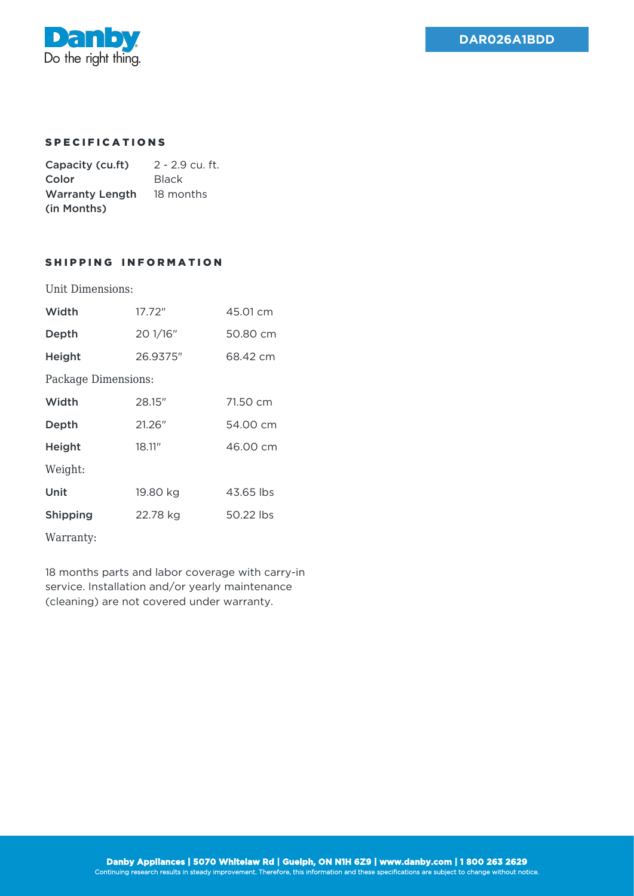DAR026A1BDD

## SPECIFICATIONS

| | |
|---|---|
| **Capacity (cu.ft)** | 2 - 2.9 cu. ft. |
| **Color** | Black |
| **Warranty Length (in Months)** | 18 months |

## SHIPPING INFORMATION

Unit Dimensions:

| | | |
|---|---|---|
| **Width** | 17.72" | 45.01 cm |
| **Depth** | 20 1/16" | 50.80 cm |
| **Height** | 26.9375" | 68.42 cm |

Package Dimensions:

| | | |
|---|---|---|
| **Width** | 28.15" | 71.50 cm |
| **Depth** | 21.26" | 54.00 cm |
| **Height** | 18.11" | 46.00 cm |

Weight:

| | | |
|---|---|---|
| **Unit** | 19.80 kg | 43.65 lbs |
| **Shipping** | 22.78 kg | 50.22 lbs |

Warranty:

18 months parts and labor coverage with carry-in service. Installation and/or yearly maintenance (cleaning) are not covered under warranty.

**Danby Appliances | 5070 Whitelaw Rd | Guelph, ON N1H 6Z9 | www.danby.com | 1 800 263 2629**
Continuing research results in steady improvement. Therefore, this information and these specifications are subject to change without notice.